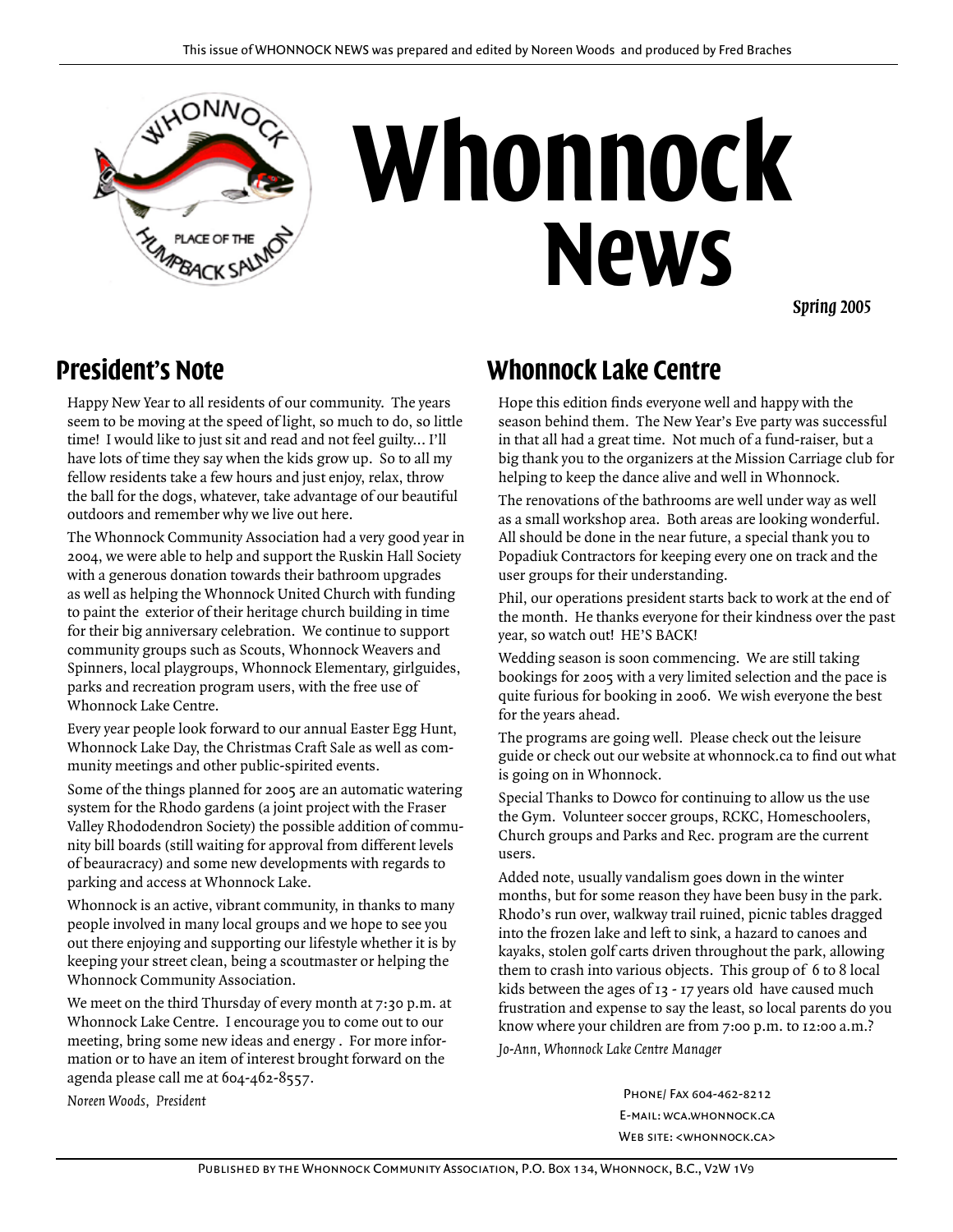This issue of WHONNOCK NEWS was prepared and edited by Noreen Woods and produced by Fred Braches

# Whonnock News

*Spring 2005*

## President's Note

Happy New Year to all residents of our community. The years seem to be moving at the speed of light, so much to do, so little time! I would like to just sit and read and not feel guilty... I'll have lots of time they say when the kids grow up. So to all my fellow residents take a few hours and just enjoy, relax, throw the ball for the dogs, whatever, take advantage of our beautiful outdoors and remember why we live out here.

The Whonnock Community Association had a very good year in 2004, we were able to help and support the Ruskin Hall Society with a generous donation towards their bathroom upgrades as well as helping the Whonnock United Church with funding to paint the exterior of their heritage church building in time for their big anniversary celebration. We continue to support community groups such as Scouts, Whonnock Weavers and Spinners, local playgroups, Whonnock Elementary, girlguides, parks and recreation program users, with the free use of Whonnock Lake Centre.

Every year people look forward to our annual Easter Egg Hunt, Whonnock Lake Day, the Christmas Craft Sale as well as community meetings and other public-spirited events.

Some of the things planned for 2005 are an automatic watering system for the Rhodo gardens (a joint project with the Fraser Valley Rhododendron Society) the possible addition of community bill boards (still waiting for approval from different levels of beauracracy) and some new developments with regards to parking and access at Whonnock Lake.

Whonnock is an active, vibrant community, in thanks to many people involved in many local groups and we hope to see you out there enjoying and supporting our lifestyle whether it is by keeping your street clean, being a scoutmaster or helping the Whonnock Community Association.

We meet on the third Thursday of every month at 7:30 p.m. at Whonnock Lake Centre. I encourage you to come out to our meeting, bring some new ideas and energy . For more information or to have an item of interest brought forward on the agenda please call me at 604-462-8557.

*Noreen Woods, President*

## Whonnock Lake Centre

Hope this edition finds everyone well and happy with the season behind them. The New Year's Eve party was successful in that all had a great time. Not much of a fund-raiser, but a big thank you to the organizers at the Mission Carriage club for helping to keep the dance alive and well in Whonnock.

The renovations of the bathrooms are well under way as well as a small workshop area. Both areas are looking wonderful. All should be done in the near future, a special thank you to Popadiuk Contractors for keeping every one on track and the user groups for their understanding.

Phil, our operations president starts back to work at the end of the month. He thanks everyone for their kindness over the past year, so watch out! HE'S BACK!

Wedding season is soon commencing. We are still taking bookings for 2005 with a very limited selection and the pace is quite furious for booking in 2006. We wish everyone the best for the years ahead.

The programs are going well. Please check out the leisure guide or check out our website at whonnock.ca to find out what is going on in Whonnock.

Special Thanks to Dowco for continuing to allow us the use the Gym. Volunteer soccer groups, RCKC, Homeschoolers, Church groups and Parks and Rec. program are the current users.

Added note, usually vandalism goes down in the winter months, but for some reason they have been busy in the park. Rhodo's run over, walkway trail ruined, picnic tables dragged into the frozen lake and left to sink, a hazard to canoes and kayaks, stolen golf carts driven throughout the park, allowing them to crash into various objects. This group of 6 to 8 local kids between the ages of 13 - 17 years old have caused much frustration and expense to say the least, so local parents do you know where your children are from 7:00 p.m. to 12:00 a.m.?

*Jo-Ann, Whonnock Lake Centre Manager*

Phone/ Fax 604-462-8212
E-mail: wca.whonnock.ca
Web site: <whonnock.ca>

Published by the Whonnock Community Association, P.O. Box 134, Whonnock, B.C., V2W 1V9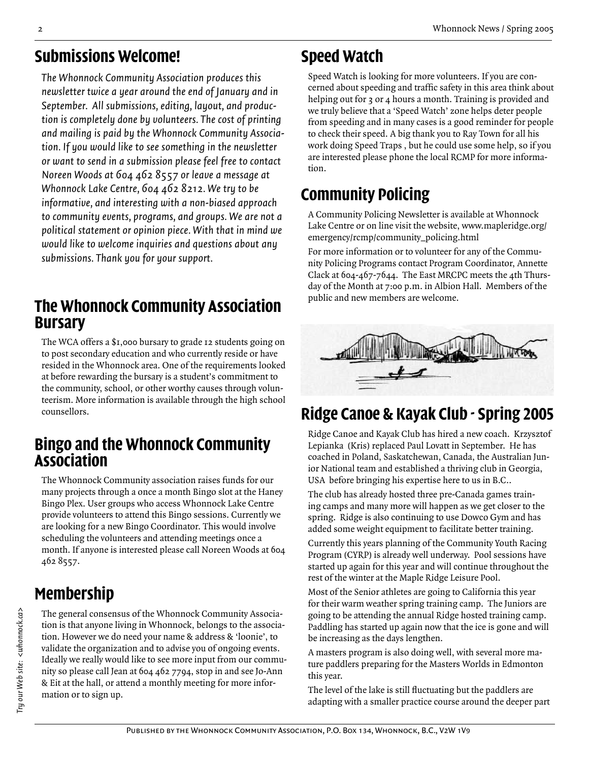## Submissions Welcome!

*The Whonnock Community Association produces this newsletter twice a year around the end of January and in September. All submissions, editing, layout, and production is completely done by volunteers. The cost of printing and mailing is paid by the Whonnock Community Association. If you would like to see something in the newsletter or want to send in a submission please feel free to contact Noreen Woods at 604 462 8557 or leave a message at Whonnock Lake Centre, 604 462 8212. We try to be informative, and interesting with a non-biased approach to community events, programs, and groups. We are not a political statement or opinion piece. With that in mind we would like to welcome inquiries and questions about any submissions. Thank you for your support.*

## The Whonnock Community Association Bursary

The WCA offers a $1,000 bursary to grade 12 students going on to post secondary education and who currently reside or have resided in the Whonnock area. One of the requirements looked at before rewarding the bursary is a student's commitment to the community, school, or other worthy causes through volunteerism. More information is available through the high school counsellors.

## Bingo and the Whonnock Community Association

The Whonnock Community association raises funds for our many projects through a once a month Bingo slot at the Haney Bingo Plex. User groups who access Whonnock Lake Centre provide volunteers to attend this Bingo sessions. Currently we are looking for a new Bingo Coordinator. This would involve scheduling the volunteers and attending meetings once a month. If anyone is interested please call Noreen Woods at 604 462 8557.

## Membership

The general consensus of the Whonnock Community Association is that anyone living in Whonnock, belongs to the association. However we do need your name & address & 'loonie', to validate the organization and to advise you of ongoing events. Ideally we really would like to see more input from our community so please call Jean at 604 462 7794, stop in and see Jo-Ann & Eit at the hall, or attend a monthly meeting for more information or to sign up.

## Speed Watch

Speed Watch is looking for more volunteers. If you are concerned about speeding and traffic safety in this area think about helping out for 3 or 4 hours a month. Training is provided and we truly believe that a 'Speed Watch' zone helps deter people from speeding and in many cases is a good reminder for people to check their speed. A big thank you to Ray Town for all his work doing Speed Traps , but he could use some help, so if you are interested please phone the local RCMP for more information.

## Community Policing

A Community Policing Newsletter is available at Whonnock Lake Centre or on line visit the website, www.mapleridge.org/emergency/rcmp/community_policing.html

For more information or to volunteer for any of the Community Policing Programs contact Program Coordinator, Annette Clack at 604-467-7644. The East MRCPC meets the 4th Thursday of the Month at 7:00 p.m. in Albion Hall. Members of the public and new members are welcome.

## Ridge Canoe & Kayak Club - Spring 2005

Ridge Canoe and Kayak Club has hired a new coach. Krzysztof Lepianka (Kris) replaced Paul Lovatt in September. He has coached in Poland, Saskatchewan, Canada, the Australian Junior National team and established a thriving club in Georgia, USA before bringing his expertise here to us in B.C..

The club has already hosted three pre-Canada games training camps and many more will happen as we get closer to the spring. Ridge is also continuing to use Dowco Gym and has added some weight equipment to facilitate better training.

Currently this years planning of the Community Youth Racing Program (CYRP) is already well underway. Pool sessions have started up again for this year and will continue throughout the rest of the winter at the Maple Ridge Leisure Pool.

Most of the Senior athletes are going to California this year for their warm weather spring training camp. The Juniors are going to be attending the annual Ridge hosted training camp. Paddling has started up again now that the ice is gone and will be increasing as the days lengthen.

A masters program is also doing well, with several more mature paddlers preparing for the Masters Worlds in Edmonton this year.

The level of the lake is still fluctuating but the paddlers are adapting with a smaller practice course around the deeper part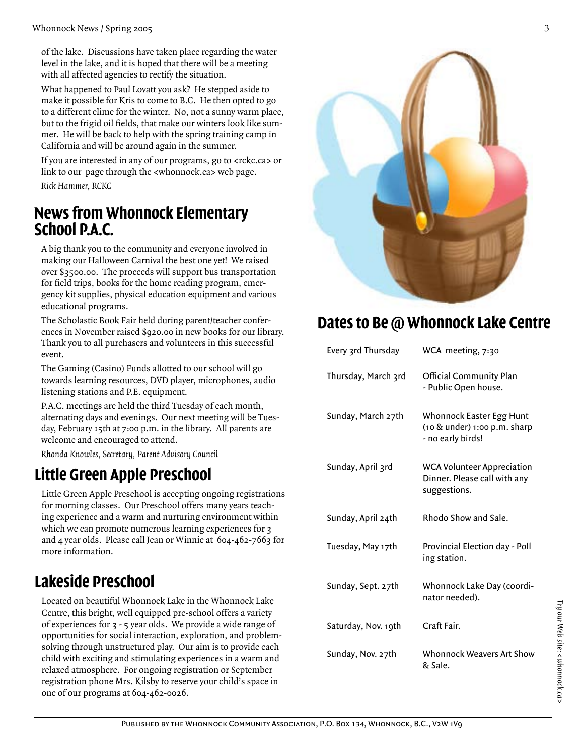of the lake. Discussions have taken place regarding the water level in the lake, and it is hoped that there will be a meeting with all affected agencies to rectify the situation.

What happened to Paul Lovatt you ask? He stepped aside to make it possible for Kris to come to B.C. He then opted to go to a different clime for the winter. No, not a sunny warm place, but to the frigid oil fields, that make our winters look like summer. He will be back to help with the spring training camp in California and will be around again in the summer.

If you are interested in any of our programs, go to <rckc.ca> or link to our page through the <whonnock.ca> web page.

*Rick Hammer, RCKC*

## News from Whonnock Elementary School P.A.C.

A big thank you to the community and everyone involved in making our Halloween Carnival the best one yet! We raised over $3500.00. The proceeds will support bus transportation for field trips, books for the home reading program, emergency kit supplies, physical education equipment and various educational programs.

The Scholastic Book Fair held during parent/teacher conferences in November raised $920.00 in new books for our library. Thank you to all purchasers and volunteers in this successful event.

The Gaming (Casino) Funds allotted to our school will go towards learning resources, DVD player, microphones, audio listening stations and P.E. equipment.

P.A.C. meetings are held the third Tuesday of each month, alternating days and evenings. Our next meeting will be Tuesday, February 15th at 7:00 p.m. in the library. All parents are welcome and encouraged to attend.

*Rhonda Knowles, Secretary, Parent Advisory Council*

## Little Green Apple Preschool

Little Green Apple Preschool is accepting ongoing registrations for morning classes. Our Preschool offers many years teaching experience and a warm and nurturing environment within which we can promote numerous learning experiences for 3 and 4 year olds. Please call Jean or Winnie at 604-462-7663 for more information.

## Lakeside Preschool

Located on beautiful Whonnock Lake in the Whonnock Lake Centre, this bright, well equipped pre-school offers a variety of experiences for 3 - 5 year olds. We provide a wide range of opportunities for social interaction, exploration, and problem-solving through unstructured play. Our aim is to provide each child with exciting and stimulating experiences in a warm and relaxed atmosphere. For ongoing registration or September registration phone Mrs. Kilsby to reserve your child's space in one of our programs at 604-462-0026.

## Dates to Be @ Whonnock Lake Centre

| | |
|---|---|
| Every 3rd Thursday | WCA meeting, 7:30 |
| Thursday, March 3rd | Official Community Plan - Public Open house. |
| Sunday, March 27th | Whonnock Easter Egg Hunt (10 & under) 1:00 p.m. sharp - no early birds! |
| Sunday, April 3rd | WCA Volunteer Appreciation Dinner. Please call with any suggestions. |
| Sunday, April 24th | Rhodo Show and Sale. |
| Tuesday, May 17th | Provincial Election day - Polling station. |
| Sunday, Sept. 27th | Whonnock Lake Day (coordinator needed). |
| Saturday, Nov. 19th | Craft Fair. |
| Sunday, Nov. 27th | Whonnock Weavers Art Show & Sale. |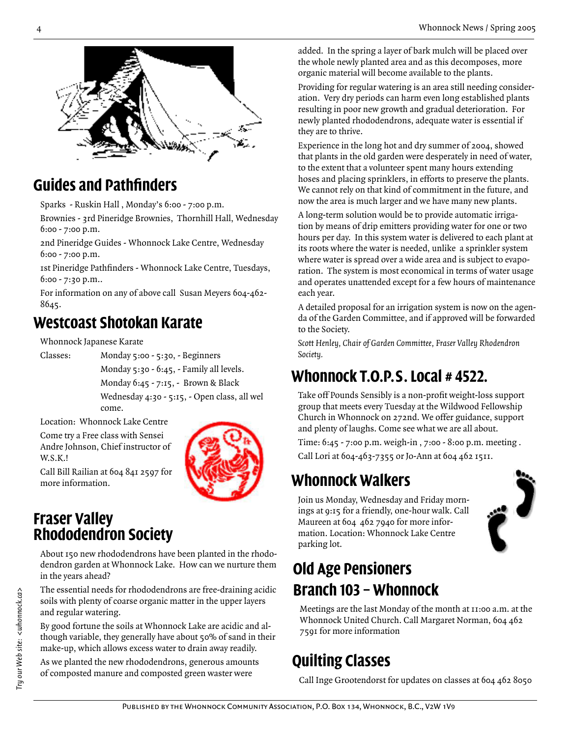## Guides and Pathfinders

Sparks - Ruskin Hall , Monday's 6:00 - 7:00 p.m.

Brownies - 3rd Pineridge Brownies, Thornhill Hall, Wednesday 6:00 - 7:00 p.m.

2nd Pineridge Guides - Whonnock Lake Centre, Wednesday 6:00 - 7:00 p.m.

1st Pineridge Pathfinders - Whonnock Lake Centre, Tuesdays, 6:00 - 7:30 p.m..

For information on any of above call Susan Meyers 604-462-8645.

## Westcoast Shotokan Karate

Whonnock Japanese Karate

Classes:
- Monday 5:00 - 5:30, - Beginners
- Monday 5:30 - 6:45, - Family all levels.
- Monday 6:45 - 7:15, - Brown & Black
- Wednesday 4:30 - 5:15, - Open class, all wel come.

Location: Whonnock Lake Centre

Come try a Free class with Sensei Andre Johnson, Chief instructor of W.S.K.!

Call Bill Railian at 604 841 2597 for more information.

## Fraser Valley Rhododendron Society

About 150 new rhododendrons have been planted in the rhododendron garden at Whonnock Lake. How can we nurture them in the years ahead?

The essential needs for rhododendrons are free-draining acidic soils with plenty of coarse organic matter in the upper layers and regular watering.

By good fortune the soils at Whonnock Lake are acidic and although variable, they generally have about 50% of sand in their make-up, which allows excess water to drain away readily.

As we planted the new rhododendrons, generous amounts of composted manure and composted green waster were added. In the spring a layer of bark mulch will be placed over the whole newly planted area and as this decomposes, more organic material will become available to the plants.

Providing for regular watering is an area still needing consideration. Very dry periods can harm even long established plants resulting in poor new growth and gradual deterioration. For newly planted rhododendrons, adequate water is essential if they are to thrive.

Experience in the long hot and dry summer of 2004, showed that plants in the old garden were desperately in need of water, to the extent that a volunteer spent many hours extending hoses and placing sprinklers, in efforts to preserve the plants. We cannot rely on that kind of commitment in the future, and now the area is much larger and we have many new plants.

A long-term solution would be to provide automatic irrigation by means of drip emitters providing water for one or two hours per day. In this system water is delivered to each plant at its roots where the water is needed, unlike a sprinkler system where water is spread over a wide area and is subject to evaporation. The system is most economical in terms of water usage and operates unattended except for a few hours of maintenance each year.

A detailed proposal for an irrigation system is now on the agenda of the Garden Committee, and if approved will be forwarded to the Society.

*Scott Henley, Chair of Garden Committee, Fraser Valley Rhodendron Society.*

## Whonnock T.O.P.S. Local # 4522.

Take off Pounds Sensibly is a non-profit weight-loss support group that meets every Tuesday at the Wildwood Fellowship Church in Whonnock on 272nd. We offer guidance, support and plenty of laughs. Come see what we are all about.

Time: 6:45 - 7:00 p.m. weigh-in , 7:00 - 8:00 p.m. meeting .

Call Lori at 604-463-7355 or Jo-Ann at 604 462 1511.

## Whonnock Walkers

Join us Monday, Wednesday and Friday mornings at 9:15 for a friendly, one-hour walk. Call Maureen at 604 462 7940 for more information. Location: Whonnock Lake Centre parking lot.

## Old Age Pensioners Branch 103 – Whonnock

Meetings are the last Monday of the month at 11:00 a.m. at the Whonnock United Church. Call Margaret Norman, 604 462 7591 for more information

## Quilting Classes

Call Inge Grootendorst for updates on classes at 604 462 8050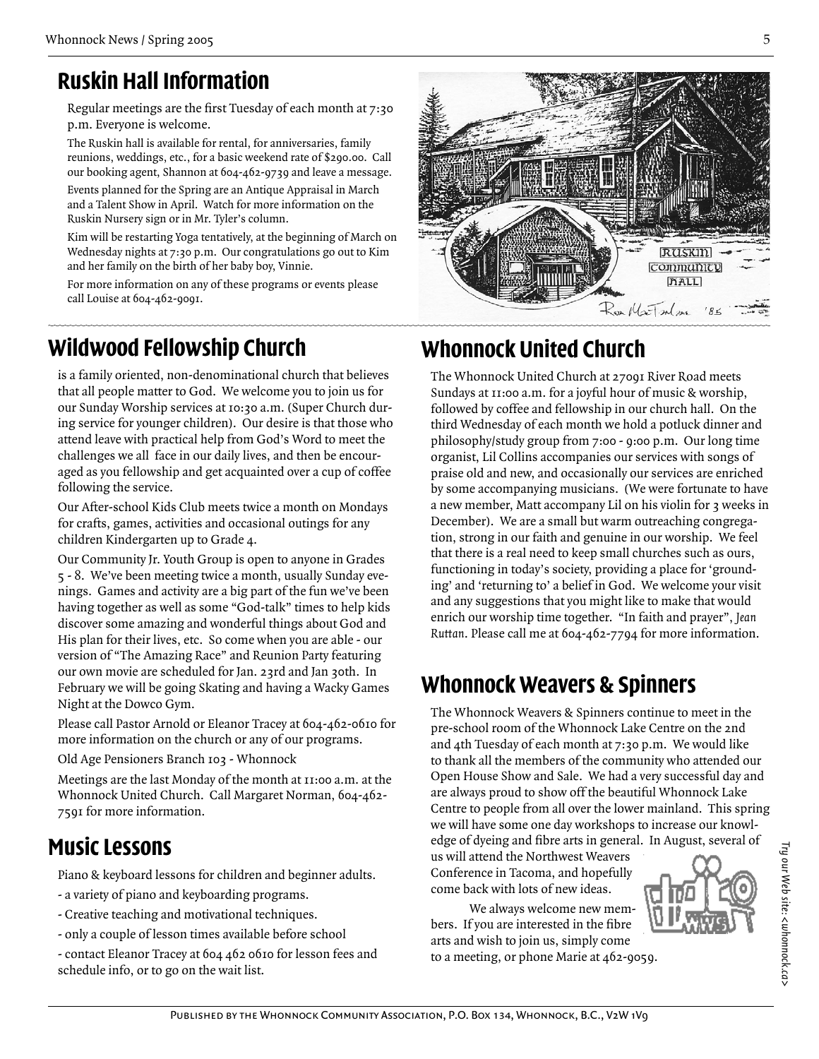## Ruskin Hall Information

Regular meetings are the first Tuesday of each month at 7:30 p.m. Everyone is welcome.

The Ruskin hall is available for rental, for anniversaries, family reunions, weddings, etc., for a basic weekend rate of $290.00. Call our booking agent, Shannon at 604-462-9739 and leave a message.

Events planned for the Spring are an Antique Appraisal in March and a Talent Show in April. Watch for more information on the Ruskin Nursery sign or in Mr. Tyler's column.

Kim will be restarting Yoga tentatively, at the beginning of March on Wednesday nights at 7:30 p.m. Our congratulations go out to Kim and her family on the birth of her baby boy, Vinnie.

For more information on any of these programs or events please call Louise at 604-462-9091.

## Wildwood Fellowship Church

is a family oriented, non-denominational church that believes that all people matter to God. We welcome you to join us for our Sunday Worship services at 10:30 a.m. (Super Church during service for younger children). Our desire is that those who attend leave with practical help from God's Word to meet the challenges we all face in our daily lives, and then be encouraged as you fellowship and get acquainted over a cup of coffee following the service.

Our After-school Kids Club meets twice a month on Mondays for crafts, games, activities and occasional outings for any children Kindergarten up to Grade 4.

Our Community Jr. Youth Group is open to anyone in Grades 5 - 8. We've been meeting twice a month, usually Sunday evenings. Games and activity are a big part of the fun we've been having together as well as some "God-talk" times to help kids discover some amazing and wonderful things about God and His plan for their lives, etc. So come when you are able - our version of "The Amazing Race" and Reunion Party featuring our own movie are scheduled for Jan. 23rd and Jan 30th. In February we will be going Skating and having a Wacky Games Night at the Dowco Gym.

Please call Pastor Arnold or Eleanor Tracey at 604-462-0610 for more information on the church or any of our programs.

Old Age Pensioners Branch 103 - Whonnock

Meetings are the last Monday of the month at 11:00 a.m. at the Whonnock United Church. Call Margaret Norman, 604-462-7591 for more information.

## Music Lessons

Piano & keyboard lessons for children and beginner adults.

- a variety of piano and keyboarding programs.
- Creative teaching and motivational techniques.
- only a couple of lesson times available before school
- contact Eleanor Tracey at 604 462 0610 for lesson fees and schedule info, or to go on the wait list.

## Whonnock United Church

The Whonnock United Church at 27091 River Road meets Sundays at 11:00 a.m. for a joyful hour of music & worship, followed by coffee and fellowship in our church hall. On the third Wednesday of each month we hold a potluck dinner and philosophy/study group from 7:00 - 9:00 p.m. Our long time organist, Lil Collins accompanies our services with songs of praise old and new, and occasionally our services are enriched by some accompanying musicians. (We were fortunate to have a new member, Matt accompany Lil on his violin for 3 weeks in December). We are a small but warm outreaching congregation, strong in our faith and genuine in our worship. We feel that there is a real need to keep small churches such as ours, functioning in today's society, providing a place for 'grounding' and 'returning to' a belief in God. We welcome your visit and any suggestions that you might like to make that would enrich our worship time together. "In faith and prayer", *Jean Ruttan*. Please call me at 604-462-7794 for more information.

## Whonnock Weavers & Spinners

The Whonnock Weavers & Spinners continue to meet in the pre-school room of the Whonnock Lake Centre on the 2nd and 4th Tuesday of each month at 7:30 p.m. We would like to thank all the members of the community who attended our Open House Show and Sale. We had a very successful day and are always proud to show off the beautiful Whonnock Lake Centre to people from all over the lower mainland. This spring we will have some one day workshops to increase our knowledge of dyeing and fibre arts in general. In August, several of us will attend the Northwest Weavers Conference in Tacoma, and hopefully come back with lots of new ideas.

We always welcome new members. If you are interested in the fibre arts and wish to join us, simply come to a meeting, or phone Marie at 462-9059.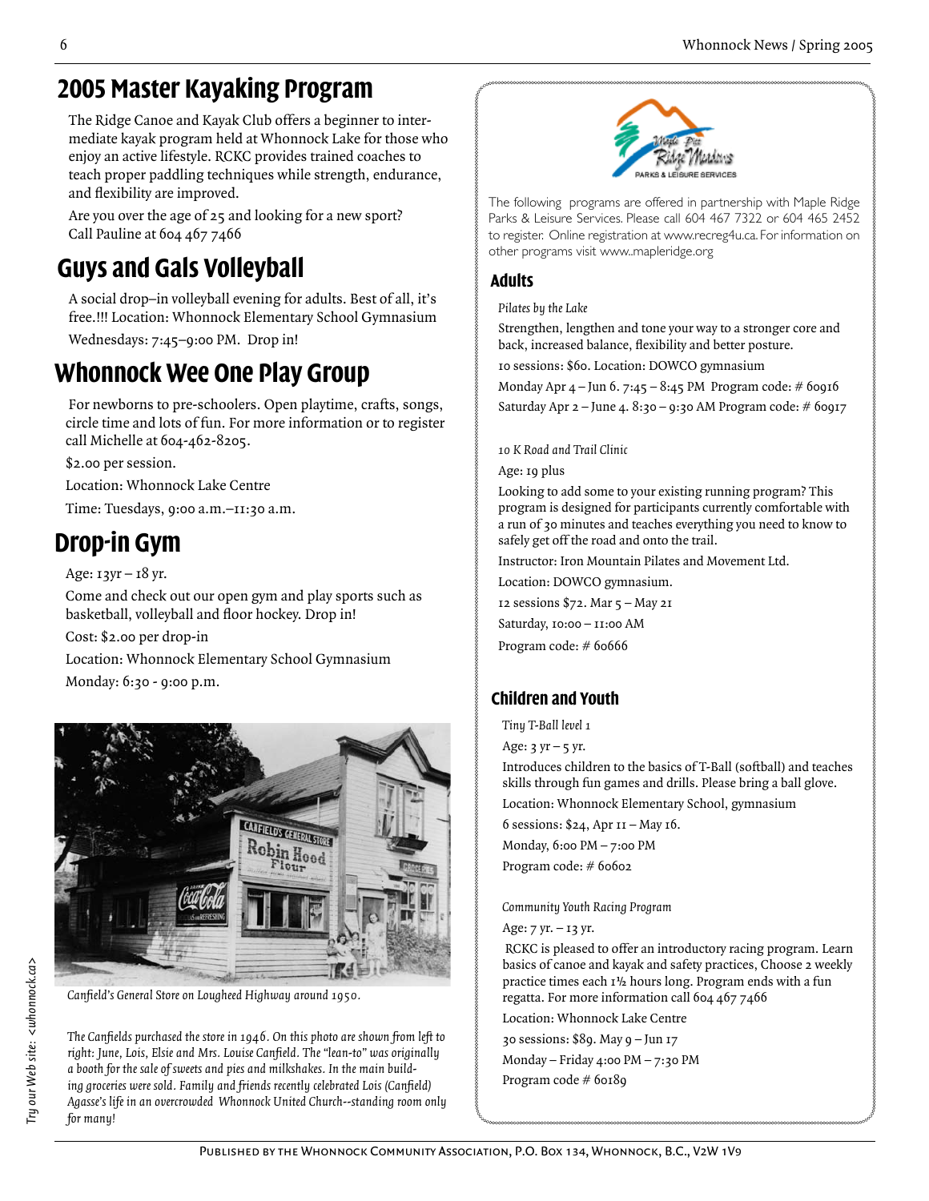## 2005 Master Kayaking Program

The Ridge Canoe and Kayak Club offers a beginner to intermediate kayak program held at Whonnock Lake for those who enjoy an active lifestyle. RCKC provides trained coaches to teach proper paddling techniques while strength, endurance, and flexibility are improved.

Are you over the age of 25 and looking for a new sport? Call Pauline at 604 467 7466

## Guys and Gals Volleyball

A social drop–in volleyball evening for adults. Best of all, it's free.!!! Location: Whonnock Elementary School Gymnasium

Wednesdays: 7:45–9:00 PM. Drop in!

## Whonnock Wee One Play Group

For newborns to pre-schoolers. Open playtime, crafts, songs, circle time and lots of fun. For more information or to register call Michelle at 604-462-8205.

$2.00 per session.

Location: Whonnock Lake Centre

Time: Tuesdays, 9:00 a.m.–11:30 a.m.

## Drop-in Gym

Age: 13yr – 18 yr.

Come and check out our open gym and play sports such as basketball, volleyball and floor hockey. Drop in!

Cost: $2.00 per drop-in

Location: Whonnock Elementary School Gymnasium

Monday: 6:30 - 9:00 p.m.

*Canfield's General Store on Lougheed Highway around 1950.*

*The Canfields purchased the store in 1946. On this photo are shown from left to right: June, Lois, Elsie and Mrs. Louise Canfield. The "lean-to" was originally a booth for the sale of sweets and pies and milkshakes. In the main building groceries were sold. Family and friends recently celebrated Lois (Canfield) Agasse's life in an overcrowded Whonnock United Church--standing room only for many!*

The following programs are offered in partnership with Maple Ridge Parks & Leisure Services. Please call 604 467 7322 or 604 465 2452 to register. Online registration at www.recreg4u.ca. For information on other programs visit www..mapleridge.org

### Adults

*Pilates by the Lake*

Strengthen, lengthen and tone your way to a stronger core and back, increased balance, flexibility and better posture.

10 sessions: $60. Location: DOWCO gymnasium

Monday Apr 4 – Jun 6. 7:45 – 8:45 PM Program code: # 60916

Saturday Apr 2 – June 4. 8:30 – 9:30 AM Program code: # 60917

*10 K Road and Trail Clinic*

Age: 19 plus

Looking to add some to your existing running program? This program is designed for participants currently comfortable with a run of 30 minutes and teaches everything you need to know to safely get off the road and onto the trail.

Instructor: Iron Mountain Pilates and Movement Ltd.

Location: DOWCO gymnasium.

12 sessions $72. Mar 5 – May 21

Saturday, 10:00 – 11:00 AM

Program code: # 60666

### Children and Youth

*Tiny T-Ball level 1*

Age: 3 yr – 5 yr.

Introduces children to the basics of T-Ball (softball) and teaches skills through fun games and drills. Please bring a ball glove.

Location: Whonnock Elementary School, gymnasium

6 sessions: $24, Apr 11 – May 16.

Monday, 6:00 PM – 7:00 PM

Program code: # 60602

*Community Youth Racing Program*

Age: 7 yr. – 13 yr.

RCKC is pleased to offer an introductory racing program. Learn basics of canoe and kayak and safety practices, Choose 2 weekly practice times each 1½ hours long. Program ends with a fun regatta. For more information call 604 467 7466

Location: Whonnock Lake Centre

30 sessions: $89. May 9 – Jun 17

Monday – Friday 4:00 PM – 7:30 PM

Program code # 60189